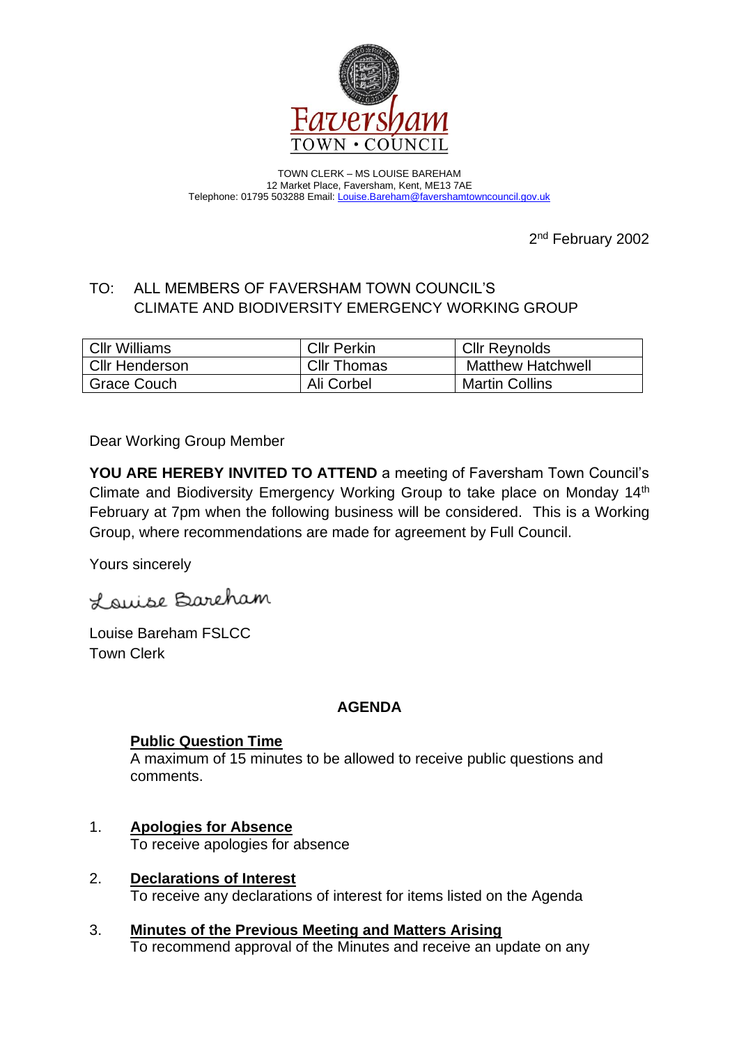Faversham
TOWN • COUNCIL

TOWN CLERK – MS LOUISE BAREHAM
12 Market Place, Faversham, Kent, ME13 7AE
Telephone: 01795 503288 Email: Louise.Bareham@favershamtowncouncil.gov.uk

2nd February 2002

TO: ALL MEMBERS OF FAVERSHAM TOWN COUNCIL'S CLIMATE AND BIODIVERSITY EMERGENCY WORKING GROUP

| | | |
|---|---|---|
| Cllr Williams | Cllr Perkin | Cllr Reynolds |
| Cllr Henderson | Cllr Thomas | Matthew Hatchwell |
| Grace Couch | Ali Corbel | Martin Collins |

Dear Working Group Member

**YOU ARE HEREBY INVITED TO ATTEND** a meeting of Faversham Town Council's Climate and Biodiversity Emergency Working Group to take place on Monday 14th February at 7pm when the following business will be considered. This is a Working Group, where recommendations are made for agreement by Full Council.

Yours sincerely

Louise Bareham

Louise Bareham FSLCC
Town Clerk

## AGENDA

**Public Question Time**
A maximum of 15 minutes to be allowed to receive public questions and comments.

1. **Apologies for Absence**
   To receive apologies for absence

2. **Declarations of Interest**
   To receive any declarations of interest for items listed on the Agenda

3. **Minutes of the Previous Meeting and Matters Arising**
   To recommend approval of the Minutes and receive an update on any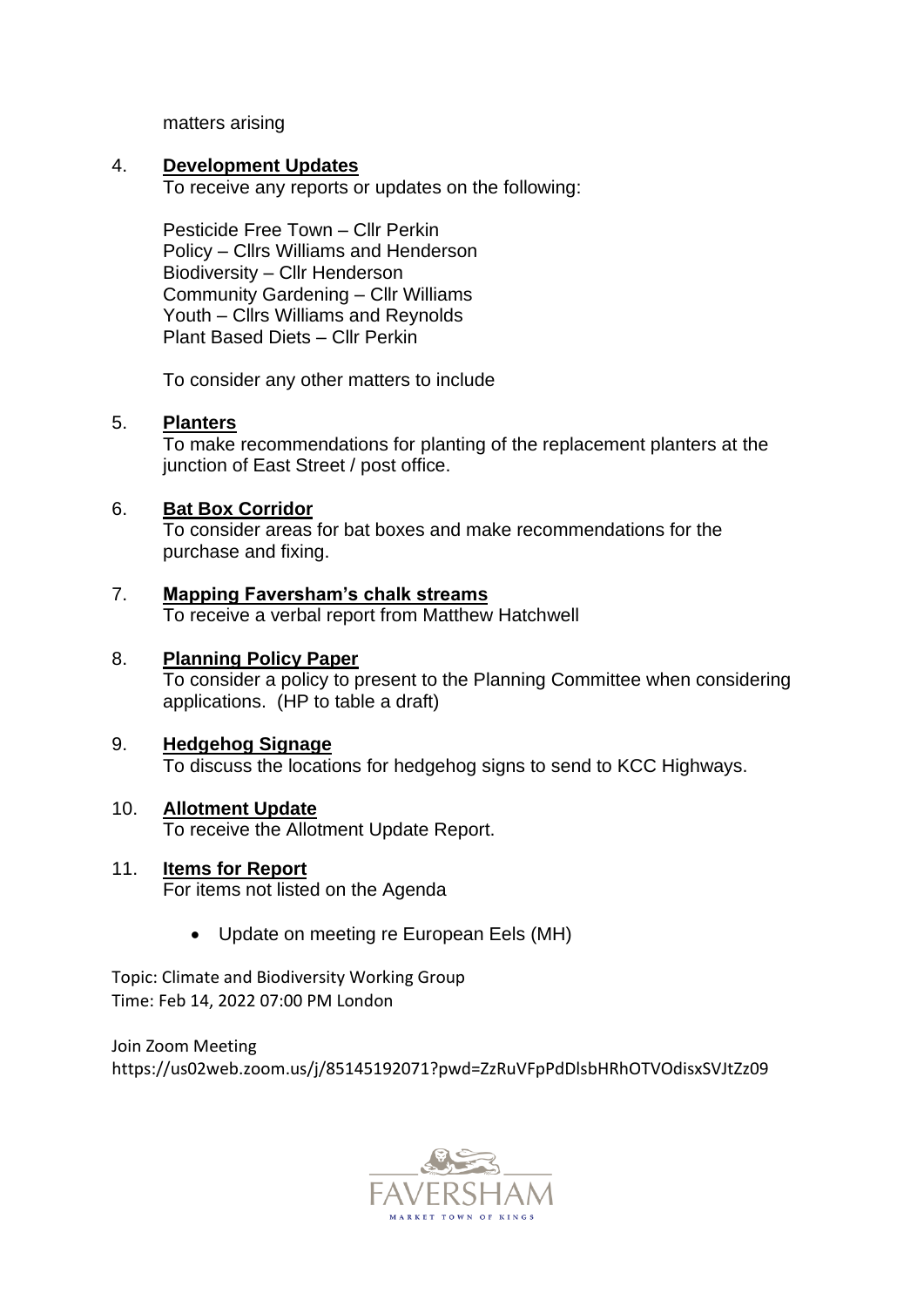matters arising

4. **Development Updates**
   To receive any reports or updates on the following:

   Pesticide Free Town – Cllr Perkin
   Policy – Cllrs Williams and Henderson
   Biodiversity – Cllr Henderson
   Community Gardening – Cllr Williams
   Youth – Cllrs Williams and Reynolds
   Plant Based Diets – Cllr Perkin

   To consider any other matters to include

5. **Planters**
   To make recommendations for planting of the replacement planters at the junction of East Street / post office.

6. **Bat Box Corridor**
   To consider areas for bat boxes and make recommendations for the purchase and fixing.

7. **Mapping Faversham's chalk streams**
   To receive a verbal report from Matthew Hatchwell

8. **Planning Policy Paper**
   To consider a policy to present to the Planning Committee when considering applications. (HP to table a draft)

9. **Hedgehog Signage**
   To discuss the locations for hedgehog signs to send to KCC Highways.

10. **Allotment Update**
    To receive the Allotment Update Report.

11. **Items for Report**
    For items not listed on the Agenda

    - Update on meeting re European Eels (MH)

Topic: Climate and Biodiversity Working Group
Time: Feb 14, 2022 07:00 PM London

Join Zoom Meeting
https://us02web.zoom.us/j/85145192071?pwd=ZzRuVFpPdDlsbHRhOTVOdisxSVJtZz09

FAVERSHAM
MARKET TOWN OF KINGS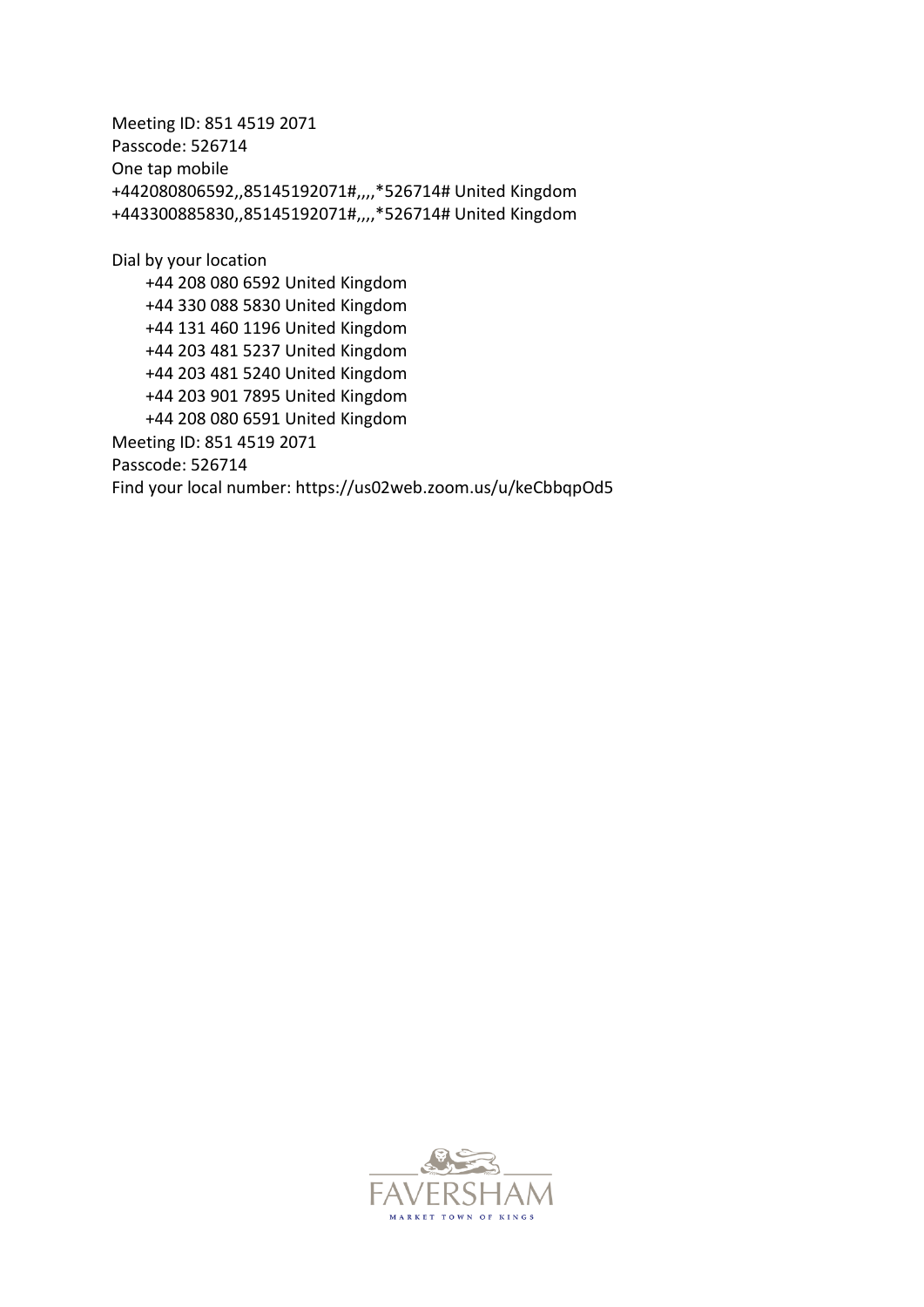Meeting ID: 851 4519 2071
Passcode: 526714
One tap mobile
+442080806592,,85145192071#,,,,*526714# United Kingdom
+443300885830,,85145192071#,,,,*526714# United Kingdom

Dial by your location
- +44 208 080 6592 United Kingdom
- +44 330 088 5830 United Kingdom
- +44 131 460 1196 United Kingdom
- +44 203 481 5237 United Kingdom
- +44 203 481 5240 United Kingdom
- +44 203 901 7895 United Kingdom
- +44 208 080 6591 United Kingdom

Meeting ID: 851 4519 2071
Passcode: 526714
Find your local number: https://us02web.zoom.us/u/keCbbqpOd5